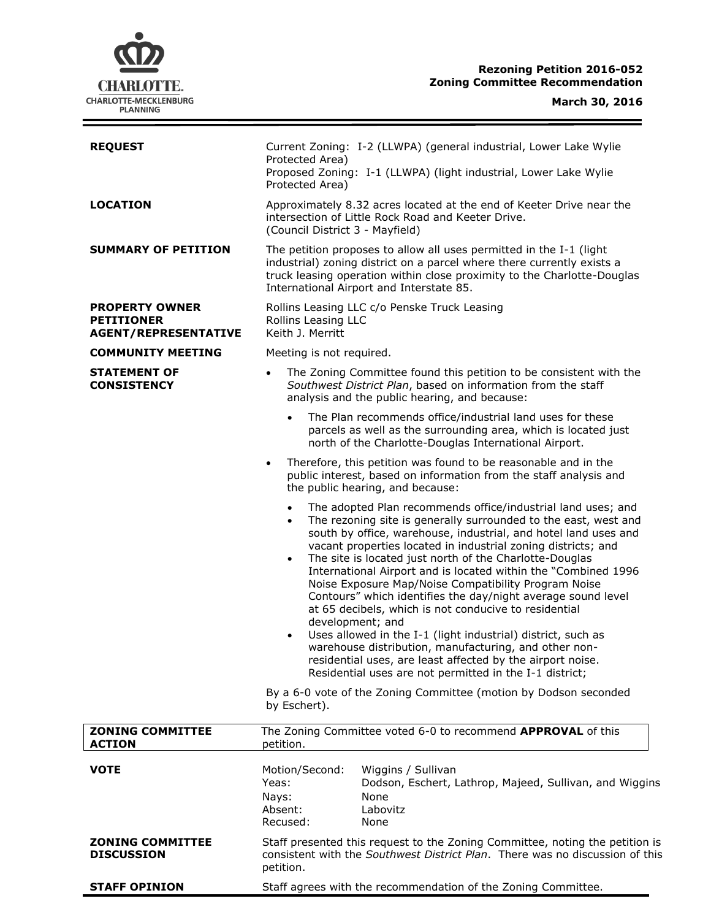# Rezoning Petition 2016-052
## Zoning Committee Recommendation

**March 30, 2016**

CHARLOTTE. CHARLOTTE-MECKLENBURG PLANNING

**REQUEST**

Current Zoning: I-2 (LLWPA) (general industrial, Lower Lake Wylie Protected Area)
Proposed Zoning: I-1 (LLWPA) (light industrial, Lower Lake Wylie Protected Area)

**LOCATION**

Approximately 8.32 acres located at the end of Keeter Drive near the intersection of Little Rock Road and Keeter Drive.
(Council District 3 - Mayfield)

**SUMMARY OF PETITION**

The petition proposes to allow all uses permitted in the I-1 (light industrial) zoning district on a parcel where there currently exists a truck leasing operation within close proximity to the Charlotte-Douglas International Airport and Interstate 85.

**PROPERTY OWNER** Rollins Leasing LLC c/o Penske Truck Leasing
**PETITIONER** Rollins Leasing LLC
**AGENT/REPRESENTATIVE** Keith J. Merritt

**COMMUNITY MEETING**

Meeting is not required.

**STATEMENT OF CONSISTENCY**

- The Zoning Committee found this petition to be consistent with the *Southwest District Plan*, based on information from the staff analysis and the public hearing, and because:
  - The Plan recommends office/industrial land uses for these parcels as well as the surrounding area, which is located just north of the Charlotte-Douglas International Airport.
- Therefore, this petition was found to be reasonable and in the public interest, based on information from the staff analysis and the public hearing, and because:
  - The adopted Plan recommends office/industrial land uses; and
  - The rezoning site is generally surrounded to the east, west and south by office, warehouse, industrial, and hotel land uses and vacant properties located in industrial zoning districts; and
  - The site is located just north of the Charlotte-Douglas International Airport and is located within the "Combined 1996 Noise Exposure Map/Noise Compatibility Program Noise Contours" which identifies the day/night average sound level at 65 decibels, which is not conducive to residential development; and
  - Uses allowed in the I-1 (light industrial) district, such as warehouse distribution, manufacturing, and other non-residential uses, are least affected by the airport noise. Residential uses are not permitted in the I-1 district;

By a 6-0 vote of the Zoning Committee (motion by Dodson seconded by Eschert).

**ZONING COMMITTEE ACTION**

The Zoning Committee voted 6-0 to recommend **APPROVAL** of this petition.

**VOTE**

| | |
|---|---|
| Motion/Second: | Wiggins / Sullivan |
| Yeas: | Dodson, Eschert, Lathrop, Majeed, Sullivan, and Wiggins |
| Nays: | None |
| Absent: | Labovitz |
| Recused: | None |

**ZONING COMMITTEE DISCUSSION**

Staff presented this request to the Zoning Committee, noting the petition is consistent with the *Southwest District Plan*. There was no discussion of this petition.

**STAFF OPINION**

Staff agrees with the recommendation of the Zoning Committee.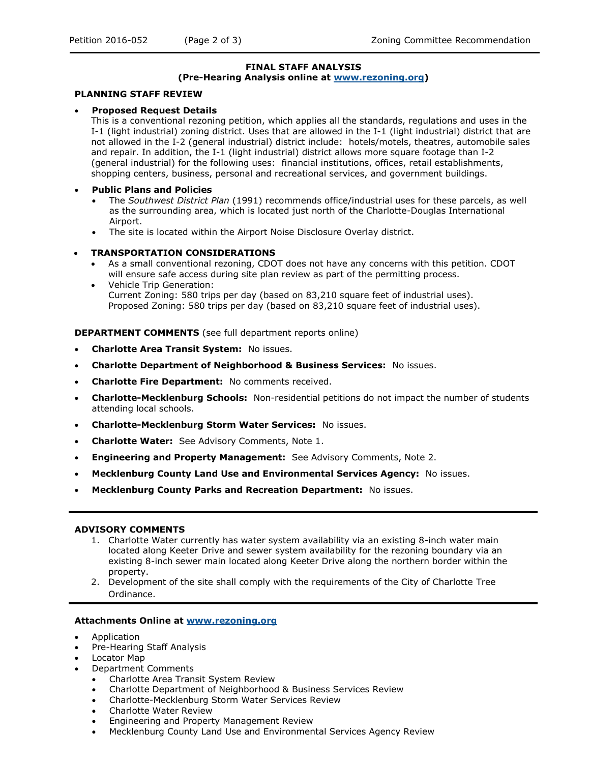**FINAL STAFF ANALYSIS**
**(Pre-Hearing Analysis online at www.rezoning.org)**

**PLANNING STAFF REVIEW**

- **Proposed Request Details**
  This is a conventional rezoning petition, which applies all the standards, regulations and uses in the I-1 (light industrial) zoning district. Uses that are allowed in the I-1 (light industrial) district that are not allowed in the I-2 (general industrial) district include: hotels/motels, theatres, automobile sales and repair. In addition, the I-1 (light industrial) district allows more square footage than I-2 (general industrial) for the following uses: financial institutions, offices, retail establishments, shopping centers, business, personal and recreational services, and government buildings.

- **Public Plans and Policies**
  - The *Southwest District Plan* (1991) recommends office/industrial uses for these parcels, as well as the surrounding area, which is located just north of the Charlotte-Douglas International Airport.
  - The site is located within the Airport Noise Disclosure Overlay district.

- **TRANSPORTATION CONSIDERATIONS**
  - As a small conventional rezoning, CDOT does not have any concerns with this petition. CDOT will ensure safe access during site plan review as part of the permitting process.
  - Vehicle Trip Generation:
    Current Zoning: 580 trips per day (based on 83,210 square feet of industrial uses).
    Proposed Zoning: 580 trips per day (based on 83,210 square feet of industrial uses).

**DEPARTMENT COMMENTS** (see full department reports online)

- **Charlotte Area Transit System:** No issues.
- **Charlotte Department of Neighborhood & Business Services:** No issues.
- **Charlotte Fire Department:** No comments received.
- **Charlotte-Mecklenburg Schools:** Non-residential petitions do not impact the number of students attending local schools.
- **Charlotte-Mecklenburg Storm Water Services:** No issues.
- **Charlotte Water:** See Advisory Comments, Note 1.
- **Engineering and Property Management:** See Advisory Comments, Note 2.
- **Mecklenburg County Land Use and Environmental Services Agency:** No issues.
- **Mecklenburg County Parks and Recreation Department:** No issues.

---

**ADVISORY COMMENTS**

1. Charlotte Water currently has water system availability via an existing 8-inch water main located along Keeter Drive and sewer system availability for the rezoning boundary via an existing 8-inch sewer main located along Keeter Drive along the northern border within the property.
2. Development of the site shall comply with the requirements of the City of Charlotte Tree Ordinance.

---

**Attachments Online at www.rezoning.org**

- Application
- Pre-Hearing Staff Analysis
- Locator Map
- Department Comments
  - Charlotte Area Transit System Review
  - Charlotte Department of Neighborhood & Business Services Review
  - Charlotte-Mecklenburg Storm Water Services Review
  - Charlotte Water Review
  - Engineering and Property Management Review
  - Mecklenburg County Land Use and Environmental Services Agency Review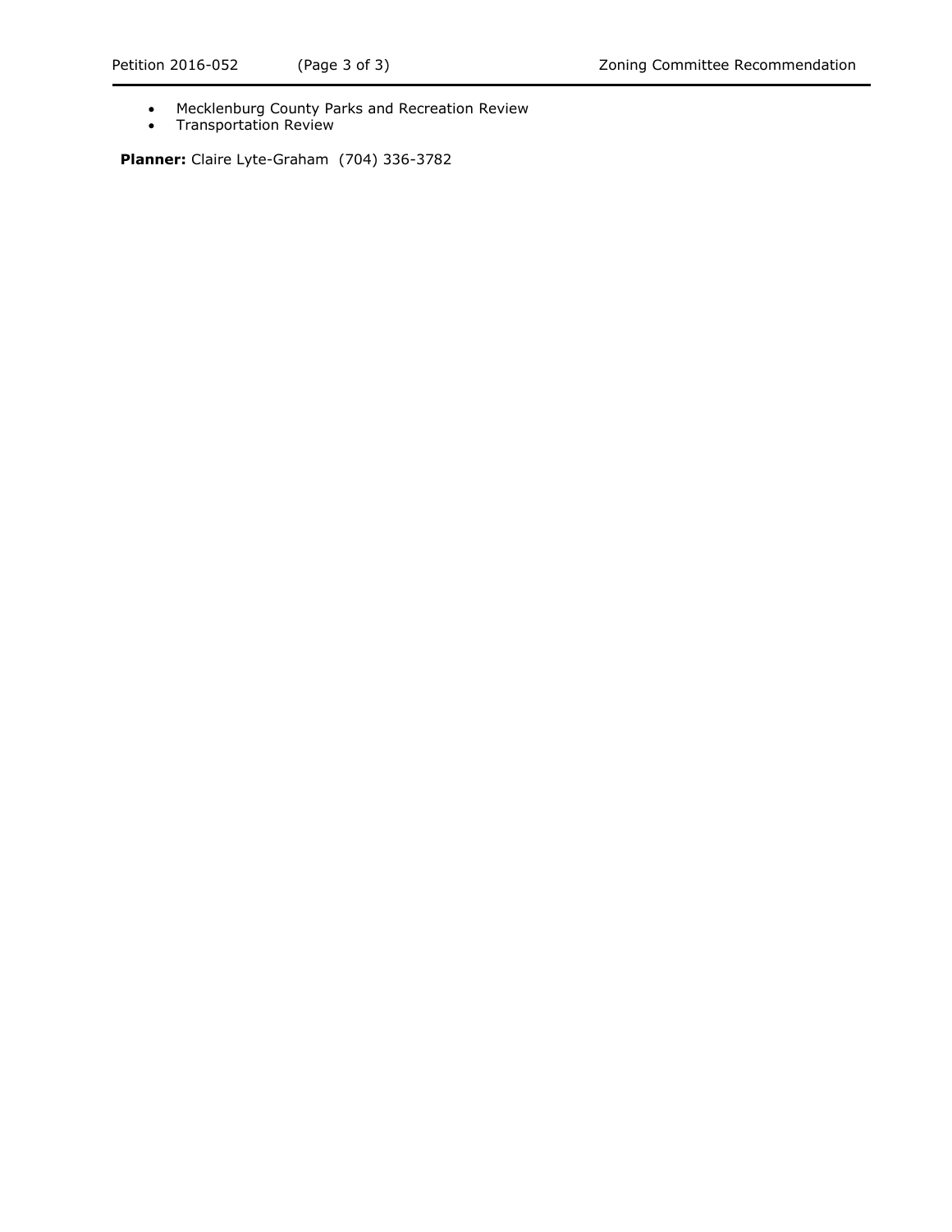- Mecklenburg County Parks and Recreation Review
- Transportation Review

**Planner:** Claire Lyte-Graham (704) 336-3782